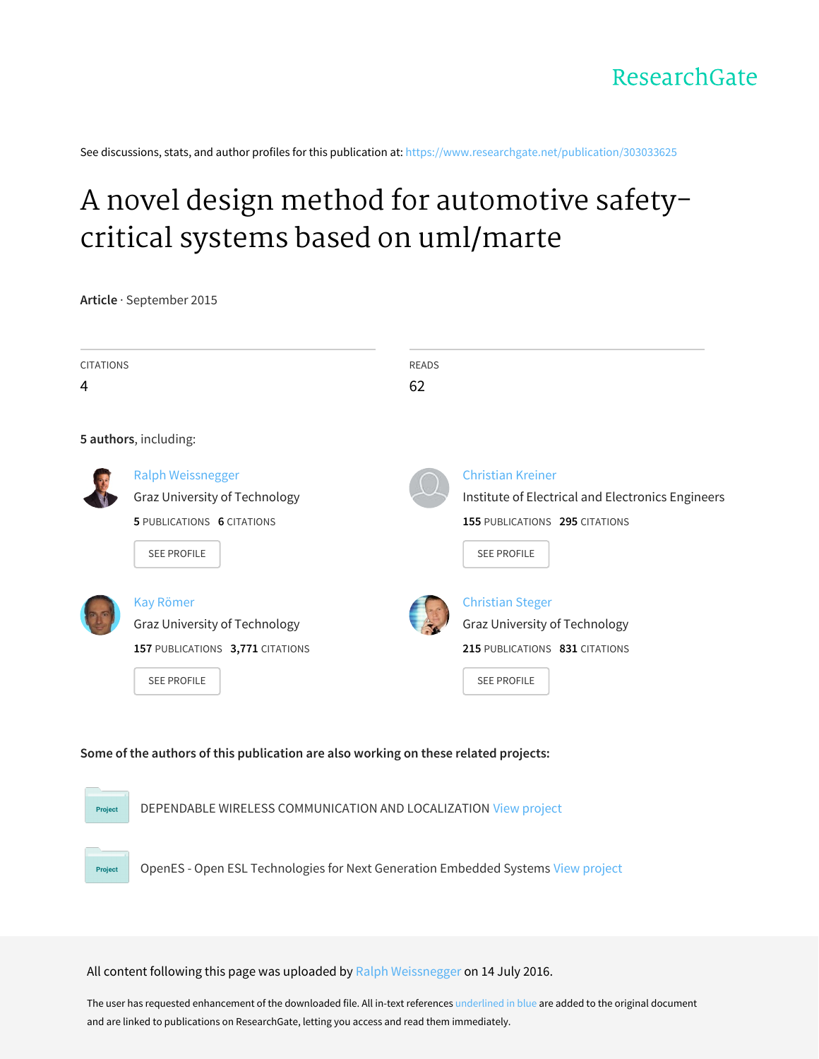ResearchGate

See discussions, stats, and author profiles for this publication at: https://www.researchgate.net/publication/303033625

# A novel design method for automotive safety-critical systems based on uml/marte

**Article** · September 2015

CITATIONS
4

READS
62

**5 authors**, including:

Ralph Weissnegger
Graz University of Technology
**5** PUBLICATIONS **6** CITATIONS
SEE PROFILE

Christian Kreiner
Institute of Electrical and Electronics Engineers
**155** PUBLICATIONS **295** CITATIONS
SEE PROFILE

Kay Römer
Graz University of Technology
**157** PUBLICATIONS **3,771** CITATIONS
SEE PROFILE

Christian Steger
Graz University of Technology
**215** PUBLICATIONS **831** CITATIONS
SEE PROFILE

**Some of the authors of this publication are also working on these related projects:**

Project: DEPENDABLE WIRELESS COMMUNICATION AND LOCALIZATION View project

Project: OpenES - Open ESL Technologies for Next Generation Embedded Systems View project

All content following this page was uploaded by Ralph Weissnegger on 14 July 2016.

The user has requested enhancement of the downloaded file. All in-text references underlined in blue are added to the original document and are linked to publications on ResearchGate, letting you access and read them immediately.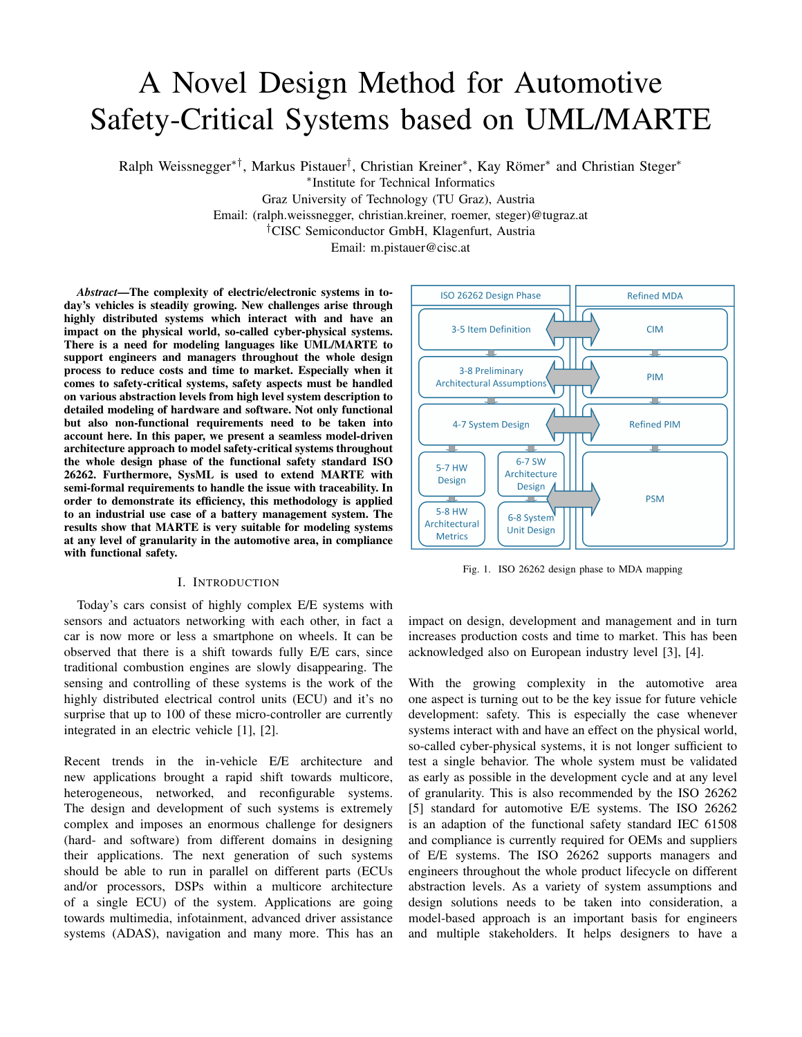# A Novel Design Method for Automotive Safety-Critical Systems based on UML/MARTE

Ralph Weissnegger*†, Markus Pistauer†, Christian Kreiner*, Kay Römer* and Christian Steger*

*Institute for Technical Informatics
Graz University of Technology (TU Graz), Austria
Email: (ralph.weissnegger, christian.kreiner, roemer, steger)@tugraz.at
†CISC Semiconductor GmbH, Klagenfurt, Austria
Email: m.pistauer@cisc.at

***Abstract*—The complexity of electric/electronic systems in today's vehicles is steadily growing. New challenges arise through highly distributed systems which interact with and have an impact on the physical world, so-called cyber-physical systems. There is a need for modeling languages like UML/MARTE to support engineers and managers throughout the whole design process to reduce costs and time to market. Especially when it comes to safety-critical systems, safety aspects must be handled on various abstraction levels from high level system description to detailed modeling of hardware and software. Not only functional but also non-functional requirements need to be taken into account here. In this paper, we present a seamless model-driven architecture approach to model safety-critical systems throughout the whole design phase of the functional safety standard ISO 26262. Furthermore, SysML is used to extend MARTE with semi-formal requirements to handle the issue with traceability. In order to demonstrate its efficiency, this methodology is applied to an industrial use case of a battery management system. The results show that MARTE is very suitable for modeling systems at any level of granularity in the automotive area, in compliance with functional safety.**

## I. Introduction

Today's cars consist of highly complex E/E systems with sensors and actuators networking with each other, in fact a car is now more or less a smartphone on wheels. It can be observed that there is a shift towards fully E/E cars, since traditional combustion engines are slowly disappearing. The sensing and controlling of these systems is the work of the highly distributed electrical control units (ECU) and it's no surprise that up to 100 of these micro-controller are currently integrated in an electric vehicle [1], [2].

Recent trends in the in-vehicle E/E architecture and new applications brought a rapid shift towards multicore, heterogeneous, networked, and reconfigurable systems. The design and development of such systems is extremely complex and imposes an enormous challenge for designers (hard- and software) from different domains in designing their applications. The next generation of such systems should be able to run in parallel on different parts (ECUs and/or processors, DSPs within a multicore architecture of a single ECU) of the system. Applications are going towards multimedia, infotainment, advanced driver assistance systems (ADAS), navigation and many more. This has an impact on design, development and management and in turn increases production costs and time to market. This has been acknowledged also on European industry level [3], [4].

| ISO 26262 Design Phase | | Refined MDA |
|---|---|---|
| 3-5 Item Definition | | CIM |
| 3-8 Preliminary Architectural Assumptions | | PIM |
| 4-7 System Design | | Refined PIM |
| 5-7 HW Design | 6-7 SW Architecture Design | PSM |
| 5-8 HW Architectural Metrics | 6-8 System Unit Design | |

Fig. 1. ISO 26262 design phase to MDA mapping

With the growing complexity in the automotive area one aspect is turning out to be the key issue for future vehicle development: safety. This is especially the case whenever systems interact with and have an effect on the physical world, so-called cyber-physical systems, it is not longer sufficient to test a single behavior. The whole system must be validated as early as possible in the development cycle and at any level of granularity. This is also recommended by the ISO 26262 [5] standard for automotive E/E systems. The ISO 26262 is an adaption of the functional safety standard IEC 61508 and compliance is currently required for OEMs and suppliers of E/E systems. The ISO 26262 supports managers and engineers throughout the whole product lifecycle on different abstraction levels. As a variety of system assumptions and design solutions needs to be taken into consideration, a model-based approach is an important basis for engineers and multiple stakeholders. It helps designers to have a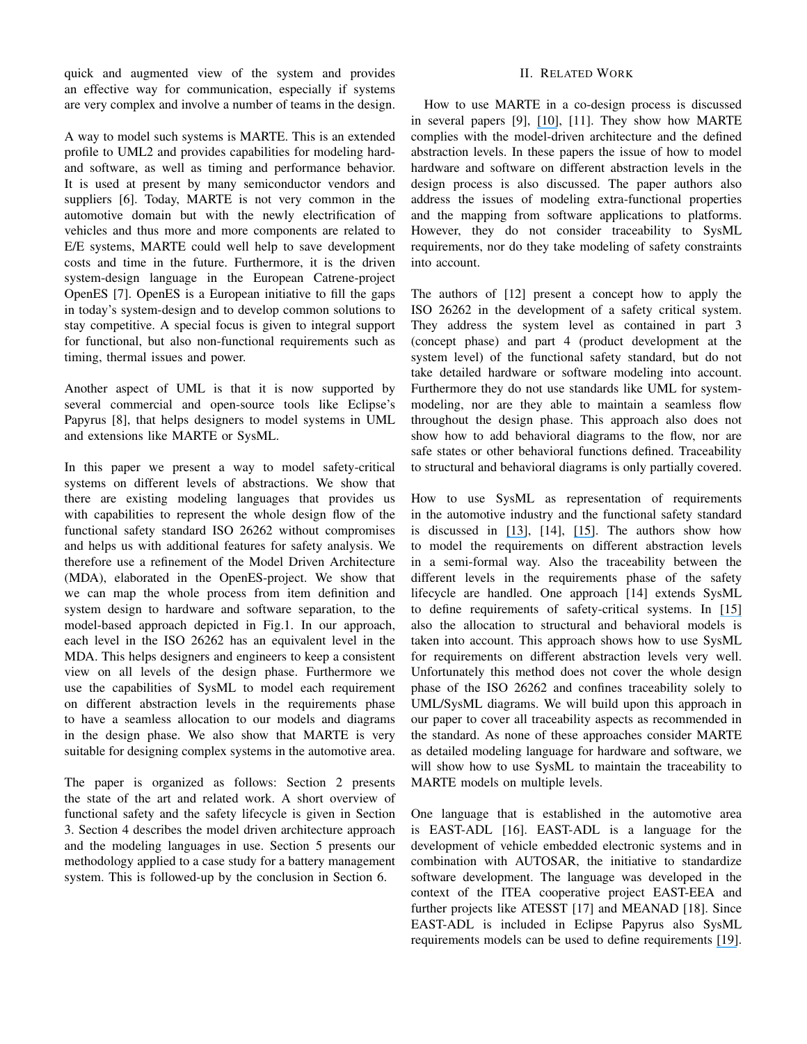quick and augmented view of the system and provides an effective way for communication, especially if systems are very complex and involve a number of teams in the design.

A way to model such systems is MARTE. This is an extended profile to UML2 and provides capabilities for modeling hard- and software, as well as timing and performance behavior. It is used at present by many semiconductor vendors and suppliers [6]. Today, MARTE is not very common in the automotive domain but with the newly electrification of vehicles and thus more and more components are related to E/E systems, MARTE could well help to save development costs and time in the future. Furthermore, it is the driven system-design language in the European Catrene-project OpenES [7]. OpenES is a European initiative to fill the gaps in today's system-design and to develop common solutions to stay competitive. A special focus is given to integral support for functional, but also non-functional requirements such as timing, thermal issues and power.

Another aspect of UML is that it is now supported by several commercial and open-source tools like Eclipse's Papyrus [8], that helps designers to model systems in UML and extensions like MARTE or SysML.

In this paper we present a way to model safety-critical systems on different levels of abstractions. We show that there are existing modeling languages that provides us with capabilities to represent the whole design flow of the functional safety standard ISO 26262 without compromises and helps us with additional features for safety analysis. We therefore use a refinement of the Model Driven Architecture (MDA), elaborated in the OpenES-project. We show that we can map the whole process from item definition and system design to hardware and software separation, to the model-based approach depicted in Fig.1. In our approach, each level in the ISO 26262 has an equivalent level in the MDA. This helps designers and engineers to keep a consistent view on all levels of the design phase. Furthermore we use the capabilities of SysML to model each requirement on different abstraction levels in the requirements phase to have a seamless allocation to our models and diagrams in the design phase. We also show that MARTE is very suitable for designing complex systems in the automotive area.

The paper is organized as follows: Section 2 presents the state of the art and related work. A short overview of functional safety and the safety lifecycle is given in Section 3. Section 4 describes the model driven architecture approach and the modeling languages in use. Section 5 presents our methodology applied to a case study for a battery management system. This is followed-up by the conclusion in Section 6.

## II. Related Work

How to use MARTE in a co-design process is discussed in several papers [9], [10], [11]. They show how MARTE complies with the model-driven architecture and the defined abstraction levels. In these papers the issue of how to model hardware and software on different abstraction levels in the design process is also discussed. The paper authors also address the issues of modeling extra-functional properties and the mapping from software applications to platforms. However, they do not consider traceability to SysML requirements, nor do they take modeling of safety constraints into account.

The authors of [12] present a concept how to apply the ISO 26262 in the development of a safety critical system. They address the system level as contained in part 3 (concept phase) and part 4 (product development at the system level) of the functional safety standard, but do not take detailed hardware or software modeling into account. Furthermore they do not use standards like UML for system-modeling, nor are they able to maintain a seamless flow throughout the design phase. This approach also does not show how to add behavioral diagrams to the flow, nor are safe states or other behavioral functions defined. Traceability to structural and behavioral diagrams is only partially covered.

How to use SysML as representation of requirements in the automotive industry and the functional safety standard is discussed in [13], [14], [15]. The authors show how to model the requirements on different abstraction levels in a semi-formal way. Also the traceability between the different levels in the requirements phase of the safety lifecycle are handled. One approach [14] extends SysML to define requirements of safety-critical systems. In [15] also the allocation to structural and behavioral models is taken into account. This approach shows how to use SysML for requirements on different abstraction levels very well. Unfortunately this method does not cover the whole design phase of the ISO 26262 and confines traceability solely to UML/SysML diagrams. We will build upon this approach in our paper to cover all traceability aspects as recommended in the standard. As none of these approaches consider MARTE as detailed modeling language for hardware and software, we will show how to use SysML to maintain the traceability to MARTE models on multiple levels.

One language that is established in the automotive area is EAST-ADL [16]. EAST-ADL is a language for the development of vehicle embedded electronic systems and in combination with AUTOSAR, the initiative to standardize software development. The language was developed in the context of the ITEA cooperative project EAST-EEA and further projects like ATESST [17] and MEANAD [18]. Since EAST-ADL is included in Eclipse Papyrus also SysML requirements models can be used to define requirements [19].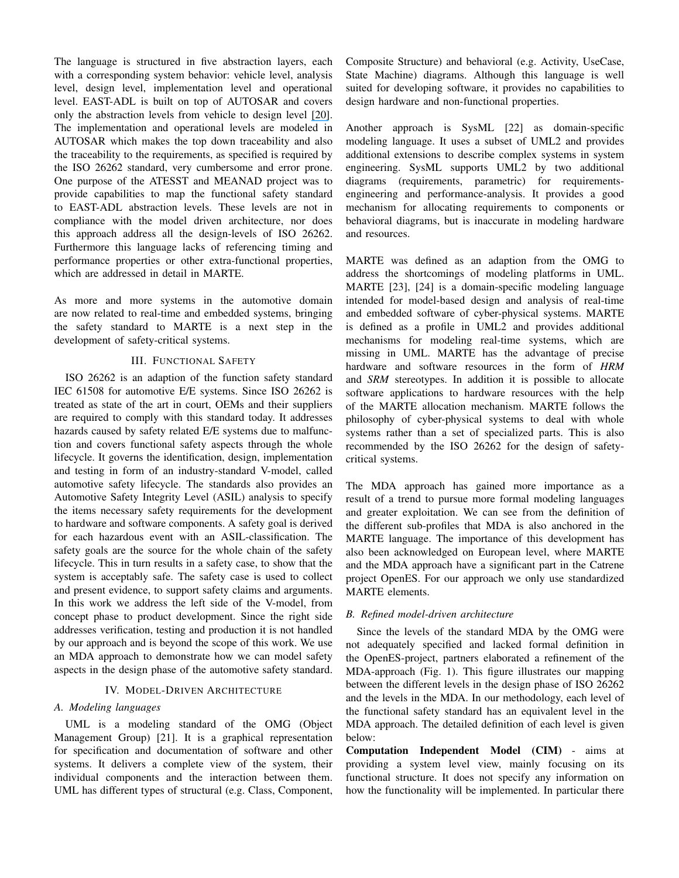The language is structured in five abstraction layers, each with a corresponding system behavior: vehicle level, analysis level, design level, implementation level and operational level. EAST-ADL is built on top of AUTOSAR and covers only the abstraction levels from vehicle to design level [20]. The implementation and operational levels are modeled in AUTOSAR which makes the top down traceability and also the traceability to the requirements, as specified is required by the ISO 26262 standard, very cumbersome and error prone. One purpose of the ATESST and MEANAD project was to provide capabilities to map the functional safety standard to EAST-ADL abstraction levels. These levels are not in compliance with the model driven architecture, nor does this approach address all the design-levels of ISO 26262. Furthermore this language lacks of referencing timing and performance properties or other extra-functional properties, which are addressed in detail in MARTE.

As more and more systems in the automotive domain are now related to real-time and embedded systems, bringing the safety standard to MARTE is a next step in the development of safety-critical systems.

## III. Functional Safety

ISO 26262 is an adaption of the function safety standard IEC 61508 for automotive E/E systems. Since ISO 26262 is treated as state of the art in court, OEMs and their suppliers are required to comply with this standard today. It addresses hazards caused by safety related E/E systems due to malfunction and covers functional safety aspects through the whole lifecycle. It governs the identification, design, implementation and testing in form of an industry-standard V-model, called automotive safety lifecycle. The standards also provides an Automotive Safety Integrity Level (ASIL) analysis to specify the items necessary safety requirements for the development to hardware and software components. A safety goal is derived for each hazardous event with an ASIL-classification. The safety goals are the source for the whole chain of the safety lifecycle. This in turn results in a safety case, to show that the system is acceptably safe. The safety case is used to collect and present evidence, to support safety claims and arguments. In this work we address the left side of the V-model, from concept phase to product development. Since the right side addresses verification, testing and production it is not handled by our approach and is beyond the scope of this work. We use an MDA approach to demonstrate how we can model safety aspects in the design phase of the automotive safety standard.

## IV. Model-Driven Architecture

### A. Modeling languages

UML is a modeling standard of the OMG (Object Management Group) [21]. It is a graphical representation for specification and documentation of software and other systems. It delivers a complete view of the system, their individual components and the interaction between them. UML has different types of structural (e.g. Class, Component, Composite Structure) and behavioral (e.g. Activity, UseCase, State Machine) diagrams. Although this language is well suited for developing software, it provides no capabilities to design hardware and non-functional properties.

Another approach is SysML [22] as domain-specific modeling language. It uses a subset of UML2 and provides additional extensions to describe complex systems in system engineering. SysML supports UML2 by two additional diagrams (requirements, parametric) for requirements-engineering and performance-analysis. It provides a good mechanism for allocating requirements to components or behavioral diagrams, but is inaccurate in modeling hardware and resources.

MARTE was defined as an adaption from the OMG to address the shortcomings of modeling platforms in UML. MARTE [23], [24] is a domain-specific modeling language intended for model-based design and analysis of real-time and embedded software of cyber-physical systems. MARTE is defined as a profile in UML2 and provides additional mechanisms for modeling real-time systems, which are missing in UML. MARTE has the advantage of precise hardware and software resources in the form of ***HRM*** and ***SRM*** stereotypes. In addition it is possible to allocate software applications to hardware resources with the help of the MARTE allocation mechanism. MARTE follows the philosophy of cyber-physical systems to deal with whole systems rather than a set of specialized parts. This is also recommended by the ISO 26262 for the design of safety-critical systems.

The MDA approach has gained more importance as a result of a trend to pursue more formal modeling languages and greater exploitation. We can see from the definition of the different sub-profiles that MDA is also anchored in the MARTE language. The importance of this development has also been acknowledged on European level, where MARTE and the MDA approach have a significant part in the Catrene project OpenES. For our approach we only use standardized MARTE elements.

### B. Refined model-driven architecture

Since the levels of the standard MDA by the OMG were not adequately specified and lacked formal definition in the OpenES-project, partners elaborated a refinement of the MDA-approach (Fig. 1). This figure illustrates our mapping between the different levels in the design phase of ISO 26262 and the levels in the MDA. In our methodology, each level of the functional safety standard has an equivalent level in the MDA approach. The detailed definition of each level is given below:

**Computation Independent Model (CIM)** - aims at providing a system level view, mainly focusing on its functional structure. It does not specify any information on how the functionality will be implemented. In particular there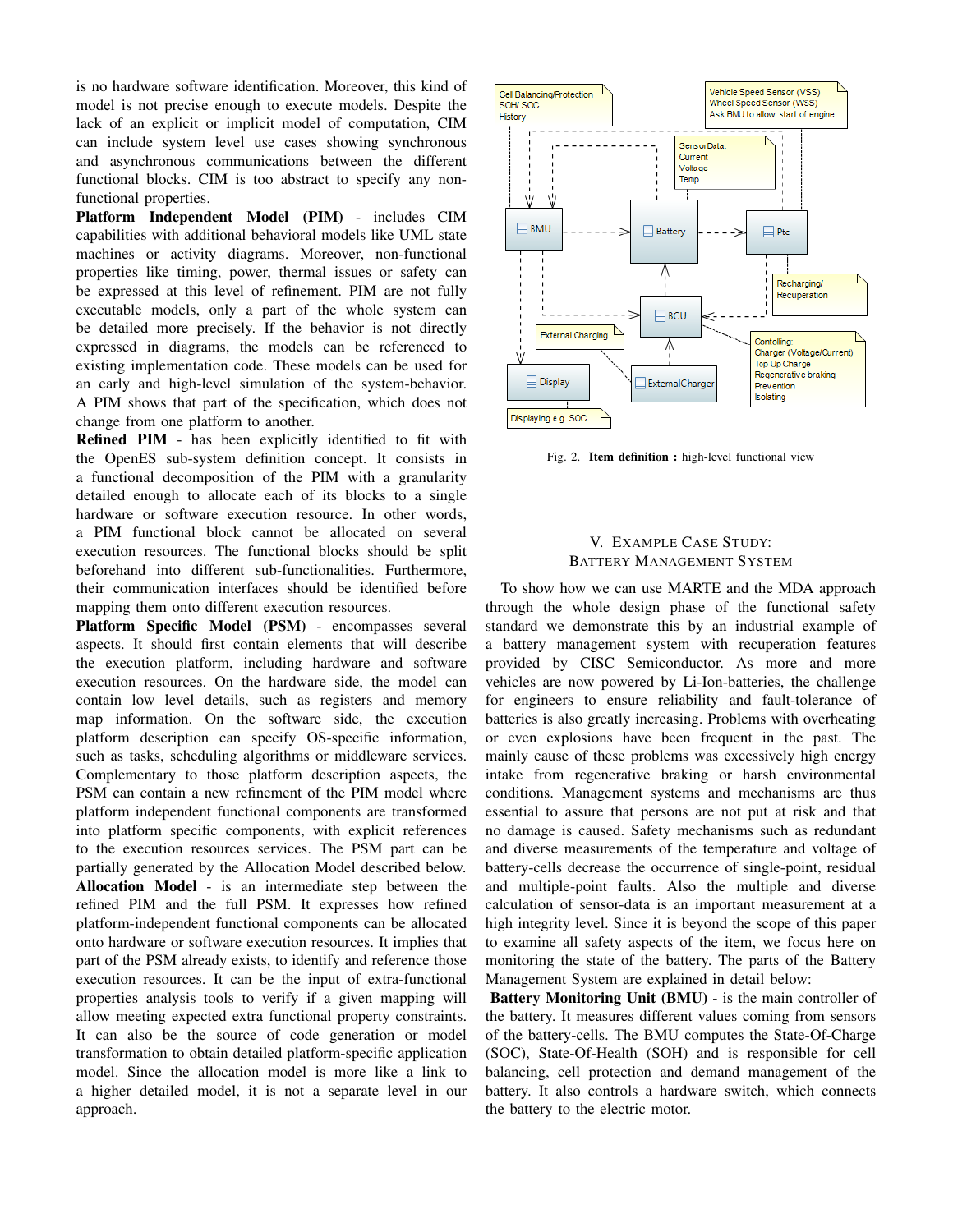is no hardware software identification. Moreover, this kind of model is not precise enough to execute models. Despite the lack of an explicit or implicit model of computation, CIM can include system level use cases showing synchronous and asynchronous communications between the different functional blocks. CIM is too abstract to specify any non-functional properties.

**Platform Independent Model (PIM)** - includes CIM capabilities with additional behavioral models like UML state machines or activity diagrams. Moreover, non-functional properties like timing, power, thermal issues or safety can be expressed at this level of refinement. PIM are not fully executable models, only a part of the whole system can be detailed more precisely. If the behavior is not directly expressed in diagrams, the models can be referenced to existing implementation code. These models can be used for an early and high-level simulation of the system-behavior. A PIM shows that part of the specification, which does not change from one platform to another.

**Refined PIM** - has been explicitly identified to fit with the OpenES sub-system definition concept. It consists in a functional decomposition of the PIM with a granularity detailed enough to allocate each of its blocks to a single hardware or software execution resource. In other words, a PIM functional block cannot be allocated on several execution resources. The functional blocks should be split beforehand into different sub-functionalities. Furthermore, their communication interfaces should be identified before mapping them onto different execution resources.

**Platform Specific Model (PSM)** - encompasses several aspects. It should first contain elements that will describe the execution platform, including hardware and software execution resources. On the hardware side, the model can contain low level details, such as registers and memory map information. On the software side, the execution platform description can specify OS-specific information, such as tasks, scheduling algorithms or middleware services. Complementary to those platform description aspects, the PSM can contain a new refinement of the PIM model where platform independent functional components are transformed into platform specific components, with explicit references to the execution resources services. The PSM part can be partially generated by the Allocation Model described below.

**Allocation Model** - is an intermediate step between the refined PIM and the full PSM. It expresses how refined platform-independent functional components can be allocated onto hardware or software execution resources. It implies that part of the PSM already exists, to identify and reference those execution resources. It can be the input of extra-functional properties analysis tools to verify if a given mapping will allow meeting expected extra functional property constraints. It can also be the source of code generation or model transformation to obtain detailed platform-specific application model. Since the allocation model is more like a link to a higher detailed model, it is not a separate level in our approach.

Fig. 2. **Item definition :** high-level functional view

## V. Example Case Study: Battery Management System

To show how we can use MARTE and the MDA approach through the whole design phase of the functional safety standard we demonstrate this by an industrial example of a battery management system with recuperation features provided by CISC Semiconductor. As more and more vehicles are now powered by Li-Ion-batteries, the challenge for engineers to ensure reliability and fault-tolerance of batteries is also greatly increasing. Problems with overheating or even explosions have been frequent in the past. The mainly cause of these problems was excessively high energy intake from regenerative braking or harsh environmental conditions. Management systems and mechanisms are thus essential to assure that persons are not put at risk and that no damage is caused. Safety mechanisms such as redundant and diverse measurements of the temperature and voltage of battery-cells decrease the occurrence of single-point, residual and multiple-point faults. Also the multiple and diverse calculation of sensor-data is an important measurement at a high integrity level. Since it is beyond the scope of this paper to examine all safety aspects of the item, we focus here on monitoring the state of the battery. The parts of the Battery Management System are explained in detail below:

**Battery Monitoring Unit (BMU)** - is the main controller of the battery. It measures different values coming from sensors of the battery-cells. The BMU computes the State-Of-Charge (SOC), State-Of-Health (SOH) and is responsible for cell balancing, cell protection and demand management of the battery. It also controls a hardware switch, which connects the battery to the electric motor.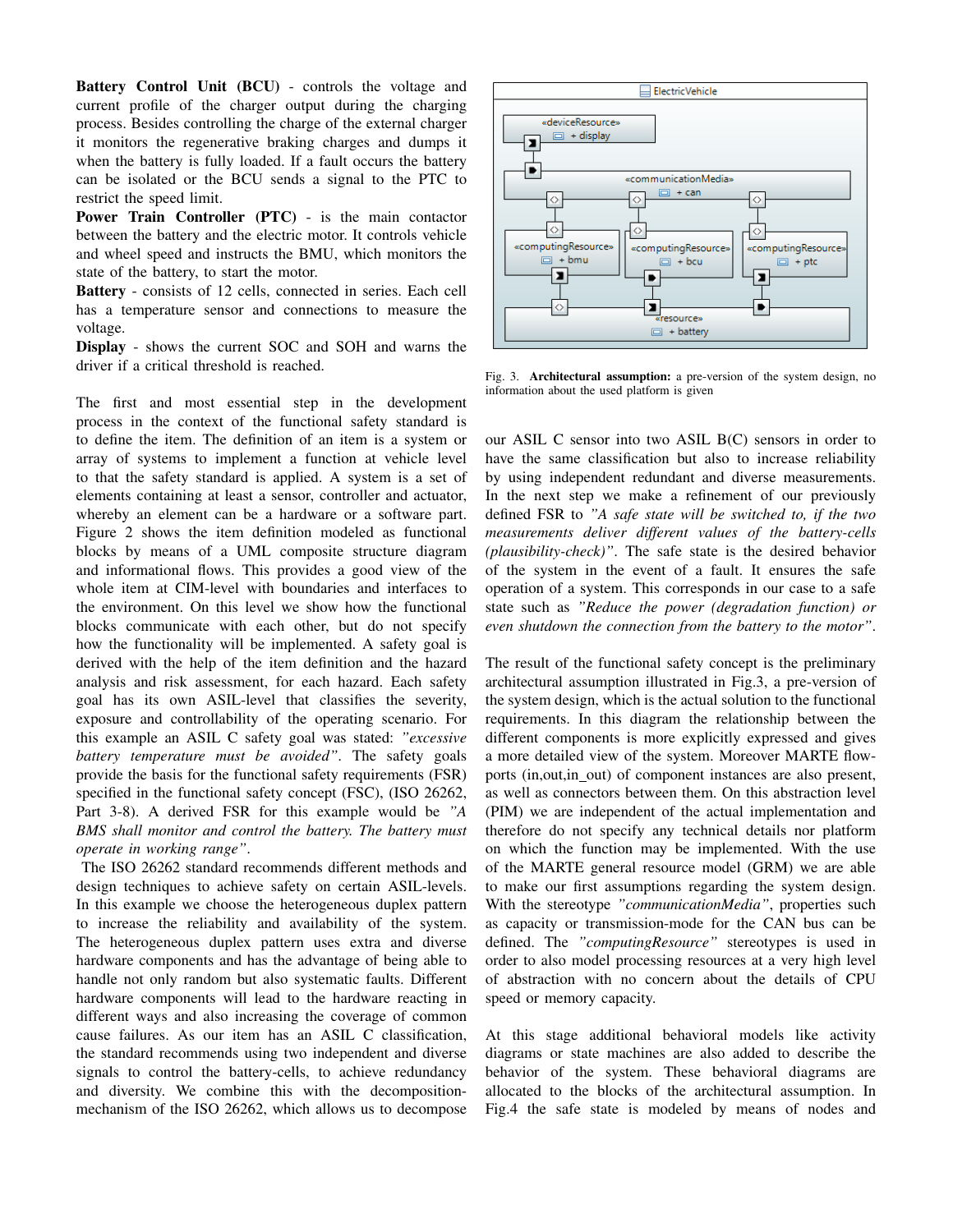**Battery Control Unit (BCU)** - controls the voltage and current profile of the charger output during the charging process. Besides controlling the charge of the external charger it monitors the regenerative braking charges and dumps it when the battery is fully loaded. If a fault occurs the battery can be isolated or the BCU sends a signal to the PTC to restrict the speed limit.

**Power Train Controller (PTC)** - is the main contactor between the battery and the electric motor. It controls vehicle and wheel speed and instructs the BMU, which monitors the state of the battery, to start the motor.

**Battery** - consists of 12 cells, connected in series. Each cell has a temperature sensor and connections to measure the voltage.

**Display** - shows the current SOC and SOH and warns the driver if a critical threshold is reached.

The first and most essential step in the development process in the context of the functional safety standard is to define the item. The definition of an item is a system or array of systems to implement a function at vehicle level to that the safety standard is applied. A system is a set of elements containing at least a sensor, controller and actuator, whereby an element can be a hardware or a software part. Figure 2 shows the item definition modeled as functional blocks by means of a UML composite structure diagram and informational flows. This provides a good view of the whole item at CIM-level with boundaries and interfaces to the environment. On this level we show how the functional blocks communicate with each other, but do not specify how the functionality will be implemented. A safety goal is derived with the help of the item definition and the hazard analysis and risk assessment, for each hazard. Each safety goal has its own ASIL-level that classifies the severity, exposure and controllability of the operating scenario. For this example an ASIL C safety goal was stated: *"excessive battery temperature must be avoided"*. The safety goals provide the basis for the functional safety requirements (FSR) specified in the functional safety concept (FSC), (ISO 26262, Part 3-8). A derived FSR for this example would be *"A BMS shall monitor and control the battery. The battery must operate in working range"*.

The ISO 26262 standard recommends different methods and design techniques to achieve safety on certain ASIL-levels. In this example we choose the heterogeneous duplex pattern to increase the reliability and availability of the system. The heterogeneous duplex pattern uses extra and diverse hardware components and has the advantage of being able to handle not only random but also systematic faults. Different hardware components will lead to the hardware reacting in different ways and also increasing the coverage of common cause failures. As our item has an ASIL C classification, the standard recommends using two independent and diverse signals to control the battery-cells, to achieve redundancy and diversity. We combine this with the decomposition-mechanism of the ISO 26262, which allows us to decompose our ASIL C sensor into two ASIL B(C) sensors in order to have the same classification but also to increase reliability by using independent redundant and diverse measurements. In the next step we make a refinement of our previously defined FSR to *"A safe state will be switched to, if the two measurements deliver different values of the battery-cells (plausibility-check)"*. The safe state is the desired behavior of the system in the event of a fault. It ensures the safe operation of a system. This corresponds in our case to a safe state such as *"Reduce the power (degradation function) or even shutdown the connection from the battery to the motor"*.

Fig. 3. **Architectural assumption:** a pre-version of the system design, no information about the used platform is given

The result of the functional safety concept is the preliminary architectural assumption illustrated in Fig.3, a pre-version of the system design, which is the actual solution to the functional requirements. In this diagram the relationship between the different components is more explicitly expressed and gives a more detailed view of the system. Moreover MARTE flow-ports (in,out,in_out) of component instances are also present, as well as connectors between them. On this abstraction level (PIM) we are independent of the actual implementation and therefore do not specify any technical details nor platform on which the function may be implemented. With the use of the MARTE general resource model (GRM) we are able to make our first assumptions regarding the system design. With the stereotype *"communicationMedia"*, properties such as capacity or transmission-mode for the CAN bus can be defined. The *"computingResource"* stereotypes is used in order to also model processing resources at a very high level of abstraction with no concern about the details of CPU speed or memory capacity.

At this stage additional behavioral models like activity diagrams or state machines are also added to describe the behavior of the system. These behavioral diagrams are allocated to the blocks of the architectural assumption. In Fig.4 the safe state is modeled by means of nodes and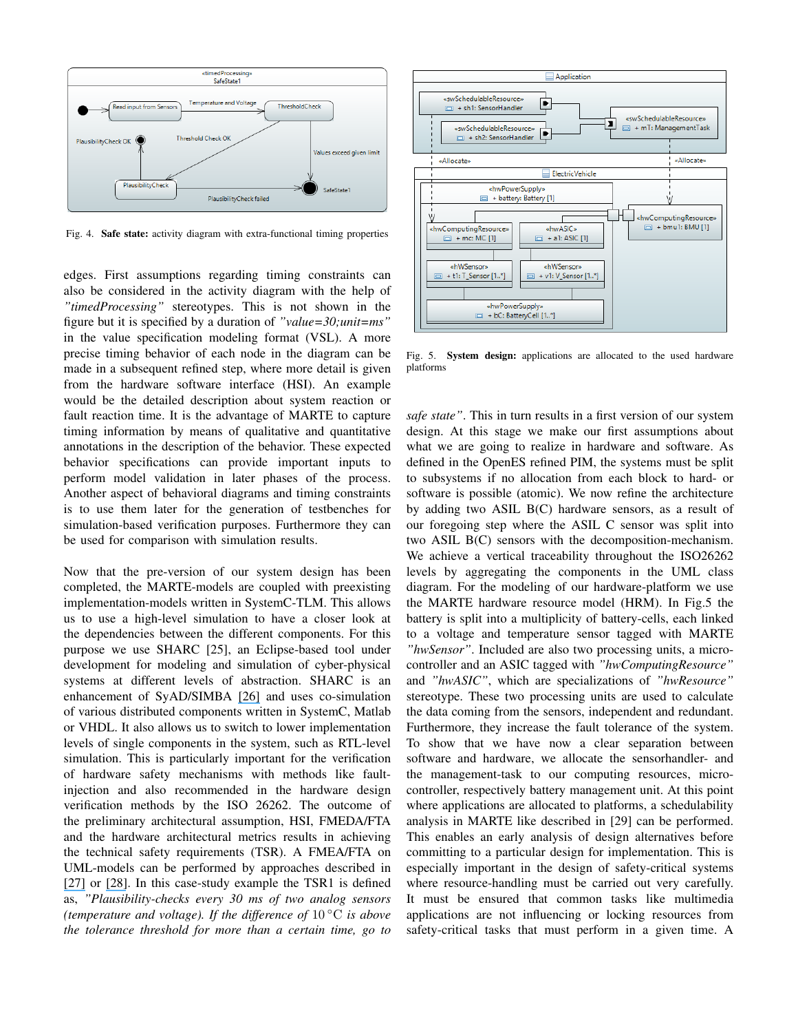Fig. 4. **Safe state:** activity diagram with extra-functional timing properties

edges. First assumptions regarding timing constraints can also be considered in the activity diagram with the help of *"timedProcessing"* stereotypes. This is not shown in the figure but it is specified by a duration of *"value=30;unit=ms"* in the value specification modeling format (VSL). A more precise timing behavior of each node in the diagram can be made in a subsequent refined step, where more detail is given from the hardware software interface (HSI). An example would be the detailed description about system reaction or fault reaction time. It is the advantage of MARTE to capture timing information by means of qualitative and quantitative annotations in the description of the behavior. These expected behavior specifications can provide important inputs to perform model validation in later phases of the process. Another aspect of behavioral diagrams and timing constraints is to use them later for the generation of testbenches for simulation-based verification purposes. Furthermore they can be used for comparison with simulation results.

Now that the pre-version of our system design has been completed, the MARTE-models are coupled with preexisting implementation-models written in SystemC-TLM. This allows us to use a high-level simulation to have a closer look at the dependencies between the different components. For this purpose we use SHARC [25], an Eclipse-based tool under development for modeling and simulation of cyber-physical systems at different levels of abstraction. SHARC is an enhancement of SyAD/SIMBA [26] and uses co-simulation of various distributed components written in SystemC, Matlab or VHDL. It also allows us to switch to lower implementation levels of single components in the system, such as RTL-level simulation. This is particularly important for the verification of hardware safety mechanisms with methods like fault-injection and also recommended in the hardware design verification methods by the ISO 26262. The outcome of the preliminary architectural assumption, HSI, FMEDA/FTA and the hardware architectural metrics results in achieving the technical safety requirements (TSR). A FMEA/FTA on UML-models can be performed by approaches described in [27] or [28]. In this case-study example the TSR1 is defined as, *"Plausibility-checks every 30 ms of two analog sensors (temperature and voltage). If the difference of* $10\,^{\circ}\mathrm{C}$ *is above the tolerance threshold for more than a certain time, go to safe state"*. This in turn results in a first version of our system design. At this stage we make our first assumptions about what we are going to realize in hardware and software. As defined in the OpenES refined PIM, the systems must be split to subsystems if no allocation from each block to hard- or software is possible (atomic). We now refine the architecture by adding two ASIL B(C) hardware sensors, as a result of our foregoing step where the ASIL C sensor was split into two ASIL B(C) sensors with the decomposition-mechanism. We achieve a vertical traceability throughout the ISO26262 levels by aggregating the components in the UML class diagram. For the modeling of our hardware-platform we use the MARTE hardware resource model (HRM). In Fig.5 the battery is split into a multiplicity of battery-cells, each linked to a voltage and temperature sensor tagged with MARTE *"hwSensor"*. Included are also two processing units, a micro-controller and an ASIC tagged with *"hwComputingResource"* and *"hwASIC"*, which are specializations of *"hwResource"* stereotype. These two processing units are used to calculate the data coming from the sensors, independent and redundant. Furthermore, they increase the fault tolerance of the system. To show that we have now a clear separation between software and hardware, we allocate the sensorhandler- and the management-task to our computing resources, micro-controller, respectively battery management unit. At this point where applications are allocated to platforms, a schedulability analysis in MARTE like described in [29] can be performed. This enables an early analysis of design alternatives before committing to a particular design for implementation. This is especially important in the design of safety-critical systems where resource-handling must be carried out very carefully. It must be ensured that common tasks like multimedia applications are not influencing or locking resources from safety-critical tasks that must perform in a given time. A

Fig. 5. **System design:** applications are allocated to the used hardware platforms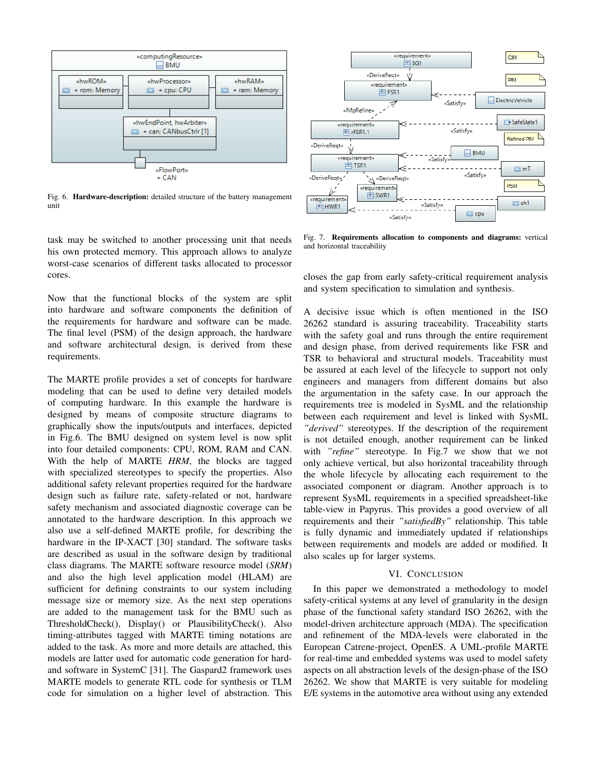Fig. 6. **Hardware-description:** detailed structure of the battery management unit

Fig. 7. **Requirements allocation to components and diagrams:** vertical and horizontal traceability

task may be switched to another processing unit that needs his own protected memory. This approach allows to analyze worst-case scenarios of different tasks allocated to processor cores.

Now that the functional blocks of the system are split into hardware and software components the definition of the requirements for hardware and software can be made. The final level (PSM) of the design approach, the hardware and software architectural design, is derived from these requirements.

The MARTE profile provides a set of concepts for hardware modeling that can be used to define very detailed models of computing hardware. In this example the hardware is designed by means of composite structure diagrams to graphically show the inputs/outputs and interfaces, depicted in Fig.6. The BMU designed on system level is now split into four detailed components: CPU, ROM, RAM and CAN. With the help of MARTE *HRM*, the blocks are tagged with specialized stereotypes to specify the properties. Also additional safety relevant properties required for the hardware design such as failure rate, safety-related or not, hardware safety mechanism and associated diagnostic coverage can be annotated to the hardware description. In this approach we also use a self-defined MARTE profile, for describing the hardware in the IP-XACT [30] standard. The software tasks are described as usual in the software design by traditional class diagrams. The MARTE software resource model (*SRM*) and also the high level application model (HLAM) are sufficient for defining constraints to our system including message size or memory size. As the next step operations are added to the management task for the BMU such as ThresholdCheck(), Display() or PlausibilityCheck(). Also timing-attributes tagged with MARTE timing notations are added to the task. As more and more details are attached, this models are latter used for automatic code generation for hard- and software in SystemC [31]. The Gaspard2 framework uses MARTE models to generate RTL code for synthesis or TLM code for simulation on a higher level of abstraction. This closes the gap from early safety-critical requirement analysis and system specification to simulation and synthesis.

A decisive issue which is often mentioned in the ISO 26262 standard is assuring traceability. Traceability starts with the safety goal and runs through the entire requirement and design phase, from derived requirements like FSR and TSR to behavioral and structural models. Traceability must be assured at each level of the lifecycle to support not only engineers and managers from different domains but also the argumentation in the safety case. In our approach the requirements tree is modeled in SysML and the relationship between each requirement and level is linked with SysML *"derived"* stereotypes. If the description of the requirement is not detailed enough, another requirement can be linked with *"refine"* stereotype. In Fig.7 we show that we not only achieve vertical, but also horizontal traceability through the whole lifecycle by allocating each requirement to the associated component or diagram. Another approach is to represent SysML requirements in a specified spreadsheet-like table-view in Papyrus. This provides a good overview of all requirements and their *"satisfiedBy"* relationship. This table is fully dynamic and immediately updated if relationships between requirements and models are added or modified. It also scales up for larger systems.

## VI. Conclusion

In this paper we demonstrated a methodology to model safety-critical systems at any level of granularity in the design phase of the functional safety standard ISO 26262, with the model-driven architecture approach (MDA). The specification and refinement of the MDA-levels were elaborated in the European Catrene-project, OpenES. A UML-profile MARTE for real-time and embedded systems was used to model safety aspects on all abstraction levels of the design-phase of the ISO 26262. We show that MARTE is very suitable for modeling E/E systems in the automotive area without using any extended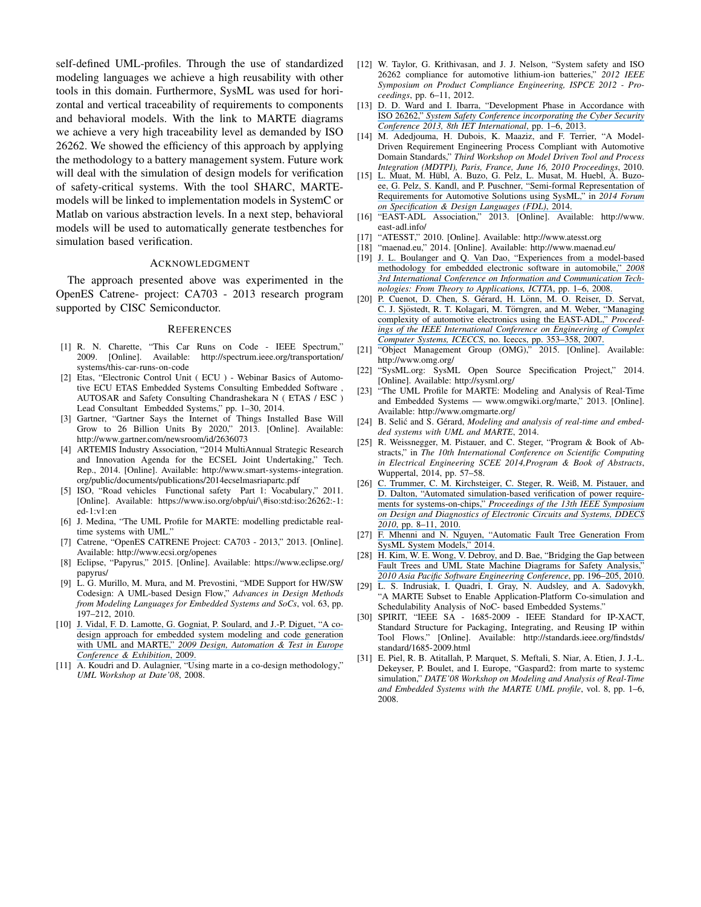self-defined UML-profiles. Through the use of standardized modeling languages we achieve a high reusability with other tools in this domain. Furthermore, SysML was used for horizontal and vertical traceability of requirements to components and behavioral models. With the link to MARTE diagrams we achieve a very high traceability level as demanded by ISO 26262. We showed the efficiency of this approach by applying the methodology to a battery management system. Future work will deal with the simulation of design models for verification of safety-critical systems. With the tool SHARC, MARTE-models will be linked to implementation models in SystemC or Matlab on various abstraction levels. In a next step, behavioral models will be used to automatically generate testbenches for simulation based verification.

## Acknowledgment

The approach presented above was experimented in the OpenES Catrene- project: CA703 - 2013 research program supported by CISC Semiconductor.

## References

[1] R. N. Charette, "This Car Runs on Code - IEEE Spectrum," 2009. [Online]. Available: http://spectrum.ieee.org/transportation/systems/this-car-runs-on-code

[2] Etas, "Electronic Control Unit ( ECU ) - Webinar Basics of Automotive ECU ETAS Embedded Systems Consulting Embedded Software , AUTOSAR and Safety Consulting Chandrashekara N ( ETAS / ESC ) Lead Consultant Embedded Systems," pp. 1–30, 2014.

[3] Gartner, "Gartner Says the Internet of Things Installed Base Will Grow to 26 Billion Units By 2020," 2013. [Online]. Available: http://www.gartner.com/newsroom/id/2636073

[4] ARTEMIS Industry Association, "2014 MultiAnnual Strategic Research and Innovation Agenda for the ECSEL Joint Undertaking," Tech. Rep., 2014. [Online]. Available: http://www.smart-systems-integration.org/public/documents/publications/2014ecselmasriapartc.pdf

[5] ISO, "Road vehicles Functional safety Part 1: Vocabulary," 2011. [Online]. Available: https://www.iso.org/obp/ui/\#iso:std:iso:26262:-1:ed-1:v1:en

[6] J. Medina, "The UML Profile for MARTE: modelling predictable real-time systems with UML."

[7] Catrene, "OpenES CATRENE Project: CA703 - 2013," 2013. [Online]. Available: http://www.ecsi.org/openes

[8] Eclipse, "Papyrus," 2015. [Online]. Available: https://www.eclipse.org/papyrus/

[9] L. G. Murillo, M. Mura, and M. Prevostini, "MDE Support for HW/SW Codesign: A UML-based Design Flow," *Advances in Design Methods from Modeling Languages for Embedded Systems and SoCs*, vol. 63, pp. 197–212, 2010.

[10] J. Vidal, F. D. Lamotte, G. Gogniat, P. Soulard, and J.-P. Diguet, "A co-design approach for embedded system modeling and code generation with UML and MARTE," *2009 Design, Automation & Test in Europe Conference & Exhibition*, 2009.

[11] A. Koudri and D. Aulagnier, "Using marte in a co-design methodology," *UML Workshop at Date'08*, 2008.

[12] W. Taylor, G. Krithivasan, and J. J. Nelson, "System safety and ISO 26262 compliance for automotive lithium-ion batteries," *2012 IEEE Symposium on Product Compliance Engineering, ISPCE 2012 - Proceedings*, pp. 6–11, 2012.

[13] D. D. Ward and I. Ibarra, "Development Phase in Accordance with ISO 26262," *System Safety Conference incorporating the Cyber Security Conference 2013, 8th IET International*, pp. 1–6, 2013.

[14] M. Adedjouma, H. Dubois, K. Maaziz, and F. Terrier, "A Model-Driven Requirement Engineering Process Compliant with Automotive Domain Standards," *Third Workshop on Model Driven Tool and Process Integration (MDTPI), Paris, France, June 16, 2010 Proceedings*, 2010.

[15] L. Muat, M. Hübl, A. Buzo, G. Pelz, L. Musat, M. Huebl, A. Buzo-ee, G. Pelz, S. Kandl, and P. Puschner, "Semi-formal Representation of Requirements for Automotive Solutions using SysML," in *2014 Forum on Specification & Design Languages (FDL)*, 2014.

[16] "EAST-ADL Association," 2013. [Online]. Available: http://www.east-adl.info/

[17] "ATESST," 2010. [Online]. Available: http://www.atesst.org

[18] "maenad.eu," 2014. [Online]. Available: http://www.maenad.eu/

[19] J. L. Boulanger and Q. Van Dao, "Experiences from a model-based methodology for embedded electronic software in automobile," *2008 3rd International Conference on Information and Communication Technologies: From Theory to Applications, ICTTA*, pp. 1–6, 2008.

[20] P. Cuenot, D. Chen, S. Gérard, H. Lönn, M. O. Reiser, D. Servat, C. J. Sjöstedt, R. T. Kolagari, M. Törngren, and M. Weber, "Managing complexity of automotive electronics using the EAST-ADL," *Proceedings of the IEEE International Conference on Engineering of Complex Computer Systems, ICECCS*, no. Iceccs, pp. 353–358, 2007.

[21] "Object Management Group (OMG)," 2015. [Online]. Available: http://www.omg.org/

[22] "SysML.org: SysML Open Source Specification Project," 2014. [Online]. Available: http://sysml.org/

[23] "The UML Profile for MARTE: Modeling and Analysis of Real-Time and Embedded Systems — www.omgwiki.org/marte," 2013. [Online]. Available: http://www.omgmarte.org/

[24] B. Selić and S. Gérard, *Modeling and analysis of real-time and embedded systems with UML and MARTE*, 2014.

[25] R. Weissnegger, M. Pistauer, and C. Steger, "Program & Book of Abstracts," in *The 10th International Conference on Scientific Computing in Electrical Engineering SCEE 2014,Program & Book of Abstracts*, Wuppertal, 2014, pp. 57–58.

[26] C. Trummer, C. M. Kirchsteiger, C. Steger, R. Weiß, M. Pistauer, and D. Dalton, "Automated simulation-based verification of power requirements for systems-on-chips," *Proceedings of the 13th IEEE Symposium on Design and Diagnostics of Electronic Circuits and Systems, DDECS 2010*, pp. 8–11, 2010.

[27] F. Mhenni and N. Nguyen, "Automatic Fault Tree Generation From SysML System Models," 2014.

[28] H. Kim, W. E. Wong, V. Debroy, and D. Bae, "Bridging the Gap between Fault Trees and UML State Machine Diagrams for Safety Analysis," *2010 Asia Pacific Software Engineering Conference*, pp. 196–205, 2010.

[29] L. S. Indrusiak, I. Quadri, I. Gray, N. Audsley, and A. Sadovykh, "A MARTE Subset to Enable Application-Platform Co-simulation and Schedulability Analysis of NoC- based Embedded Systems."

[30] SPIRIT, "IEEE SA - 1685-2009 - IEEE Standard for IP-XACT, Standard Structure for Packaging, Integrating, and Reusing IP within Tool Flows." [Online]. Available: http://standards.ieee.org/findstds/standard/1685-2009.html

[31] E. Piel, R. B. Atitallah, P. Marquet, S. Meftali, S. Niar, A. Etien, J. J.-L. Dekeyser, P. Boulet, and I. Europe, "Gaspard2: from marte to systemc simulation," *DATE'08 Workshop on Modeling and Analysis of Real-Time and Embedded Systems with the MARTE UML profile*, vol. 8, pp. 1–6, 2008.